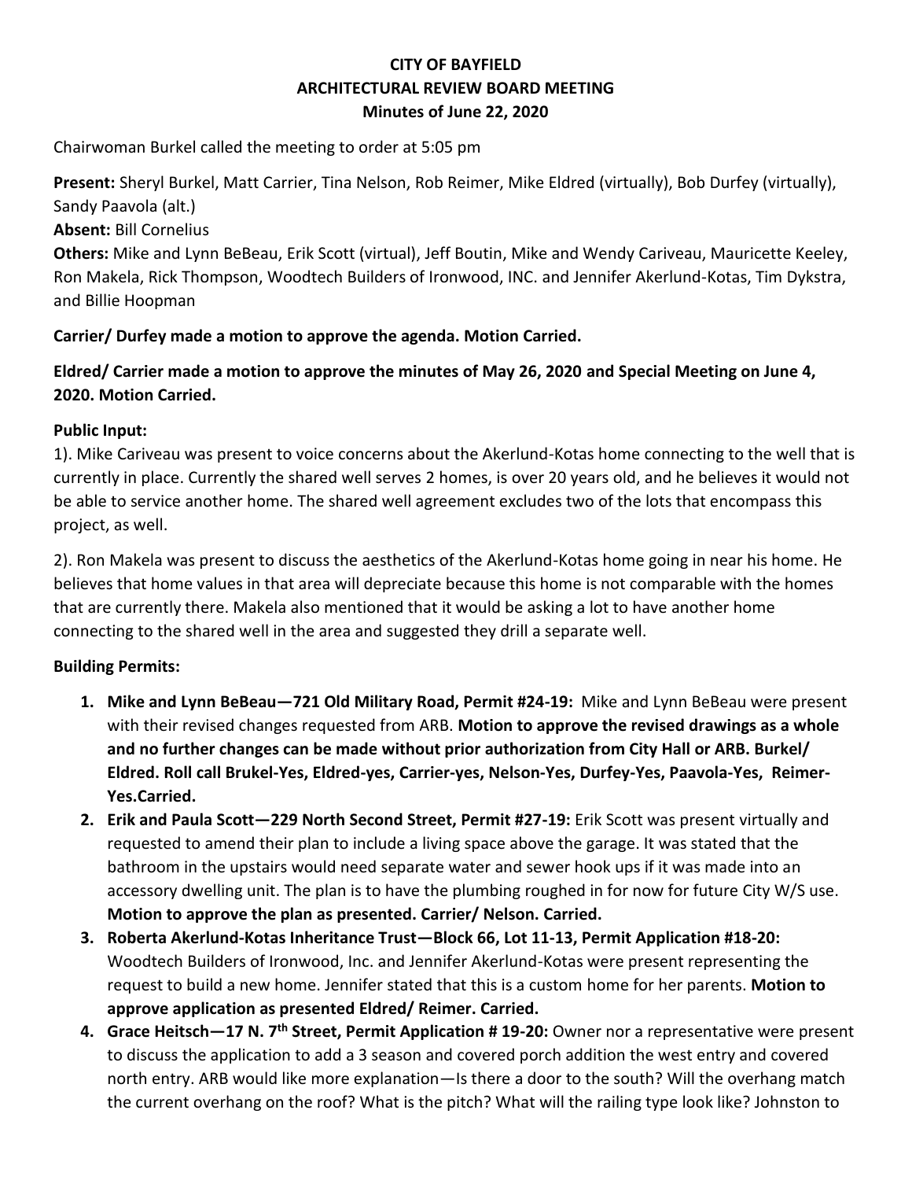# CITY OF BAYFIELD
## ARCHITECTURAL REVIEW BOARD MEETING
### Minutes of June 22, 2020

Chairwoman Burkel called the meeting to order at 5:05 pm

**Present:** Sheryl Burkel, Matt Carrier, Tina Nelson, Rob Reimer, Mike Eldred (virtually), Bob Durfey (virtually), Sandy Paavola (alt.)
**Absent:** Bill Cornelius
**Others:** Mike and Lynn BeBeau, Erik Scott (virtual), Jeff Boutin, Mike and Wendy Cariveau, Mauricette Keeley, Ron Makela, Rick Thompson, Woodtech Builders of Ironwood, INC. and Jennifer Akerlund-Kotas, Tim Dykstra, and Billie Hoopman

**Carrier/ Durfey made a motion to approve the agenda. Motion Carried.**

**Eldred/ Carrier made a motion to approve the minutes of May 26, 2020 and Special Meeting on June 4, 2020. Motion Carried.**

**Public Input:**

1). Mike Cariveau was present to voice concerns about the Akerlund-Kotas home connecting to the well that is currently in place. Currently the shared well serves 2 homes, is over 20 years old, and he believes it would not be able to service another home. The shared well agreement excludes two of the lots that encompass this project, as well.

2). Ron Makela was present to discuss the aesthetics of the Akerlund-Kotas home going in near his home. He believes that home values in that area will depreciate because this home is not comparable with the homes that are currently there. Makela also mentioned that it would be asking a lot to have another home connecting to the shared well in the area and suggested they drill a separate well.

**Building Permits:**

1. **Mike and Lynn BeBeau—721 Old Military Road, Permit #24-19:** Mike and Lynn BeBeau were present with their revised changes requested from ARB. **Motion to approve the revised drawings as a whole and no further changes can be made without prior authorization from City Hall or ARB. Burkel/ Eldred. Roll call Brukel-Yes, Eldred-yes, Carrier-yes, Nelson-Yes, Durfey-Yes, Paavola-Yes, Reimer-Yes.Carried.**
2. **Erik and Paula Scott—229 North Second Street, Permit #27-19:** Erik Scott was present virtually and requested to amend their plan to include a living space above the garage. It was stated that the bathroom in the upstairs would need separate water and sewer hook ups if it was made into an accessory dwelling unit. The plan is to have the plumbing roughed in for now for future City W/S use. **Motion to approve the plan as presented. Carrier/ Nelson. Carried.**
3. **Roberta Akerlund-Kotas Inheritance Trust—Block 66, Lot 11-13, Permit Application #18-20:** Woodtech Builders of Ironwood, Inc. and Jennifer Akerlund-Kotas were present representing the request to build a new home. Jennifer stated that this is a custom home for her parents. **Motion to approve application as presented Eldred/ Reimer. Carried.**
4. **Grace Heitsch—17 N. 7th Street, Permit Application # 19-20:** Owner nor a representative were present to discuss the application to add a 3 season and covered porch addition the west entry and covered north entry. ARB would like more explanation—Is there a door to the south? Will the overhang match the current overhang on the roof? What is the pitch? What will the railing type look like? Johnston to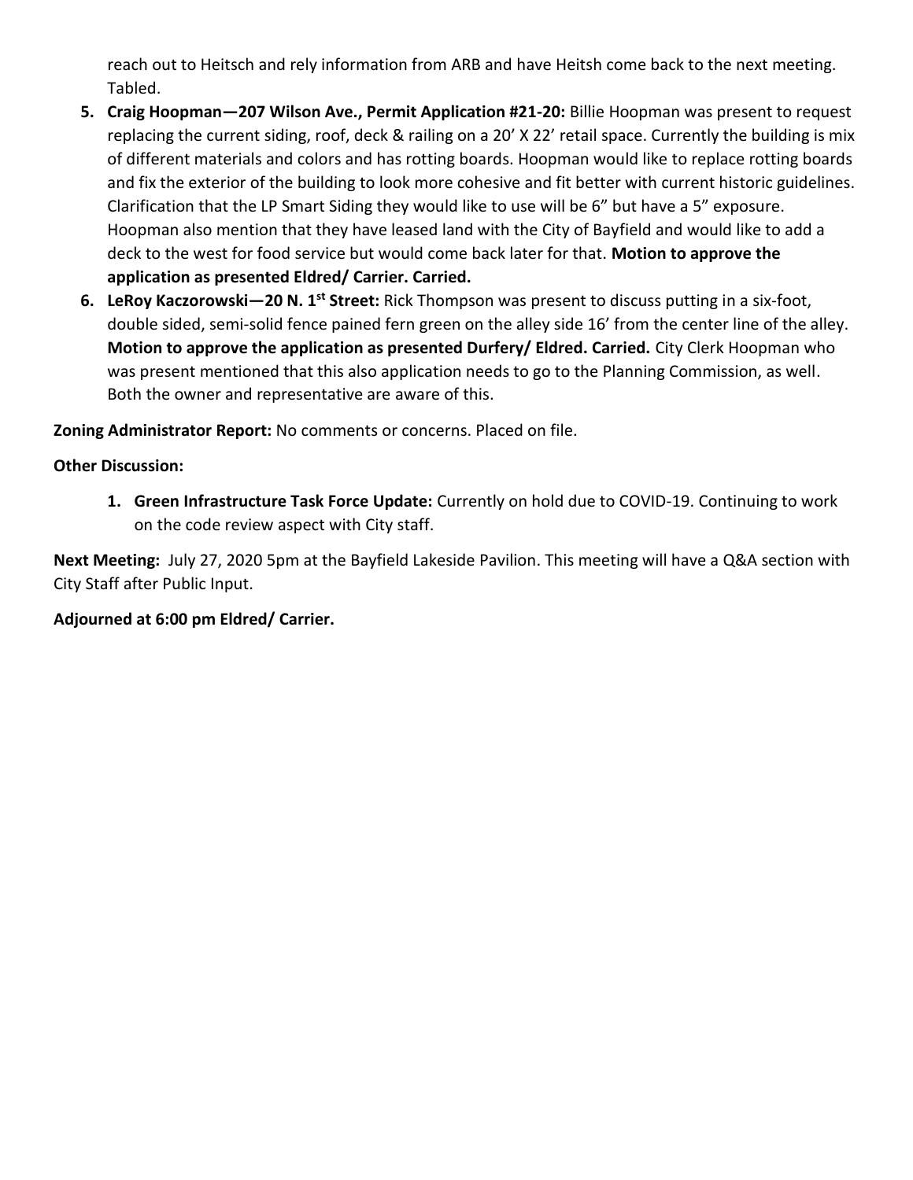reach out to Heitsch and rely information from ARB and have Heitsh come back to the next meeting. Tabled.

5. **Craig Hoopman—207 Wilson Ave., Permit Application #21-20:** Billie Hoopman was present to request replacing the current siding, roof, deck & railing on a 20' X 22' retail space. Currently the building is mix of different materials and colors and has rotting boards. Hoopman would like to replace rotting boards and fix the exterior of the building to look more cohesive and fit better with current historic guidelines. Clarification that the LP Smart Siding they would like to use will be 6" but have a 5" exposure. Hoopman also mention that they have leased land with the City of Bayfield and would like to add a deck to the west for food service but would come back later for that. **Motion to approve the application as presented Eldred/ Carrier. Carried.**
6. **LeRoy Kaczorowski—20 N. 1st Street:** Rick Thompson was present to discuss putting in a six-foot, double sided, semi-solid fence pained fern green on the alley side 16' from the center line of the alley. **Motion to approve the application as presented Durfery/ Eldred. Carried.** City Clerk Hoopman who was present mentioned that this also application needs to go to the Planning Commission, as well. Both the owner and representative are aware of this.

**Zoning Administrator Report:** No comments or concerns. Placed on file.

**Other Discussion:**

1. **Green Infrastructure Task Force Update:** Currently on hold due to COVID-19. Continuing to work on the code review aspect with City staff.

**Next Meeting:** July 27, 2020 5pm at the Bayfield Lakeside Pavilion. This meeting will have a Q&A section with City Staff after Public Input.

**Adjourned at 6:00 pm Eldred/ Carrier.**